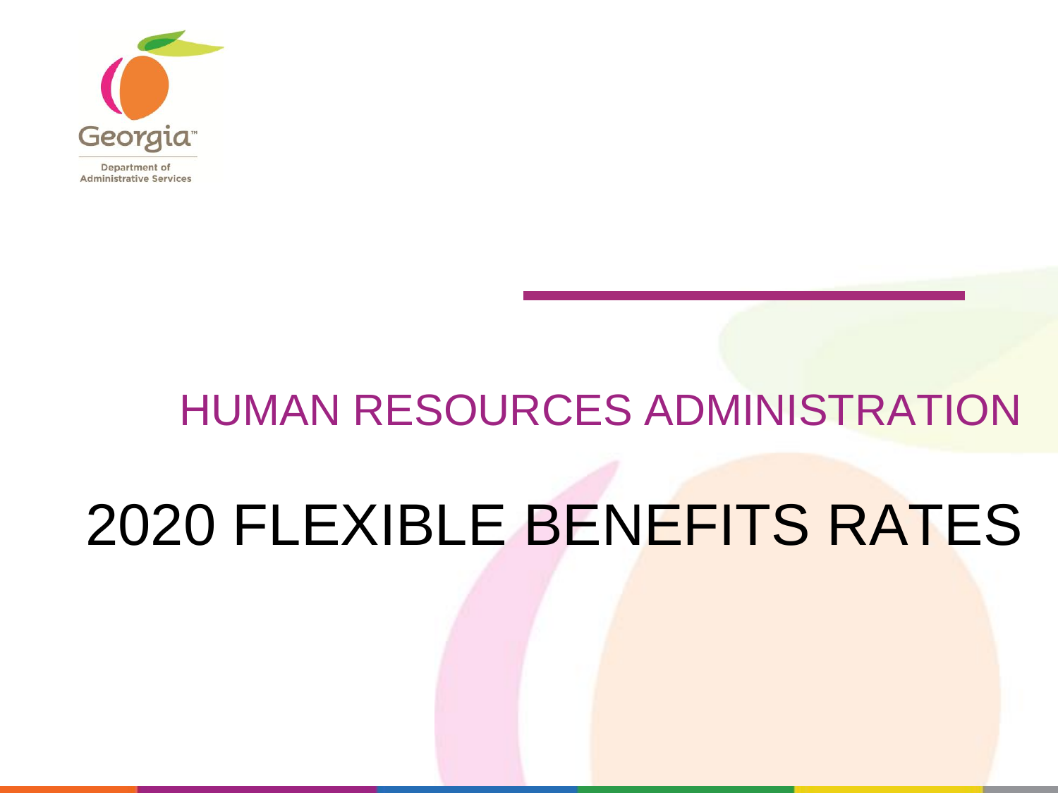Georgia™

Department of Administrative Services

## HUMAN RESOURCES ADMINISTRATION

# 2020 FLEXIBLE BENEFITS RATES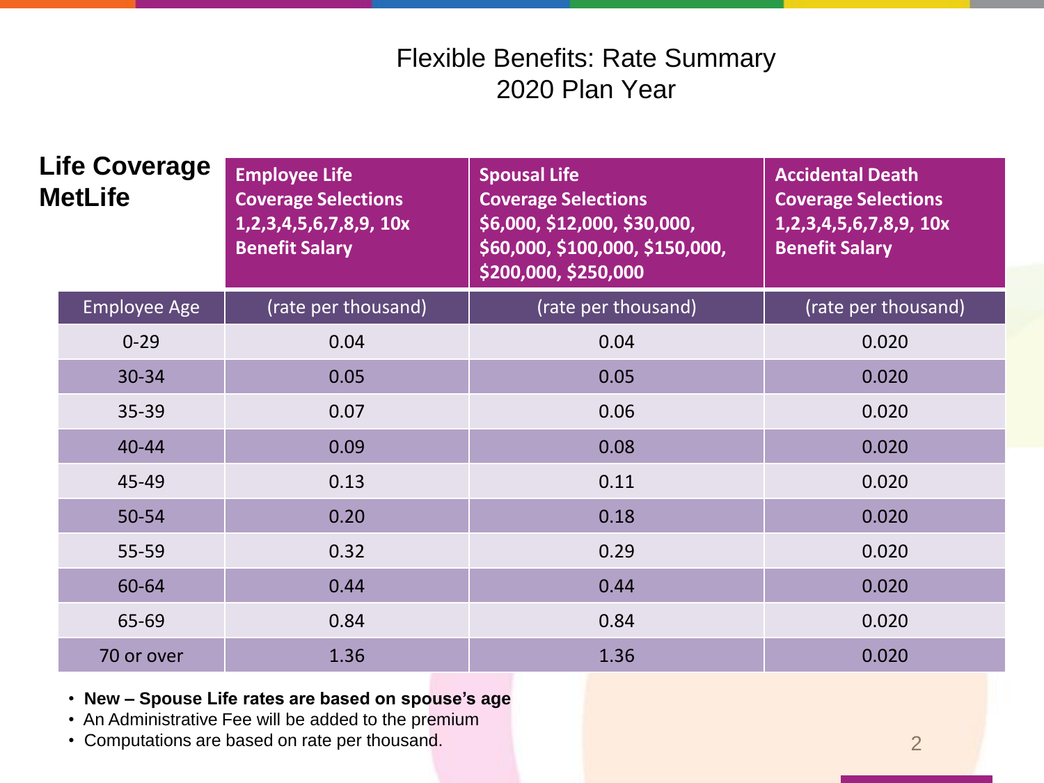# Flexible Benefits: Rate Summary
## 2020 Plan Year

| Life Coverage MetLife | Employee Life Coverage Selections 1,2,3,4,5,6,7,8,9, 10x Benefit Salary | Spousal Life Coverage Selections $6,000, $12,000, $30,000, $60,000, $100,000, $150,000, $200,000, $250,000 | Accidental Death Coverage Selections 1,2,3,4,5,6,7,8,9, 10x Benefit Salary |
|---|---|---|---|
| Employee Age | (rate per thousand) | (rate per thousand) | (rate per thousand) |
| 0-29 | 0.04 | 0.04 | 0.020 |
| 30-34 | 0.05 | 0.05 | 0.020 |
| 35-39 | 0.07 | 0.06 | 0.020 |
| 40-44 | 0.09 | 0.08 | 0.020 |
| 45-49 | 0.13 | 0.11 | 0.020 |
| 50-54 | 0.20 | 0.18 | 0.020 |
| 55-59 | 0.32 | 0.29 | 0.020 |
| 60-64 | 0.44 | 0.44 | 0.020 |
| 65-69 | 0.84 | 0.84 | 0.020 |
| 70 or over | 1.36 | 1.36 | 0.020 |

- **New – Spouse Life rates are based on spouse's age**
- An Administrative Fee will be added to the premium
- Computations are based on rate per thousand.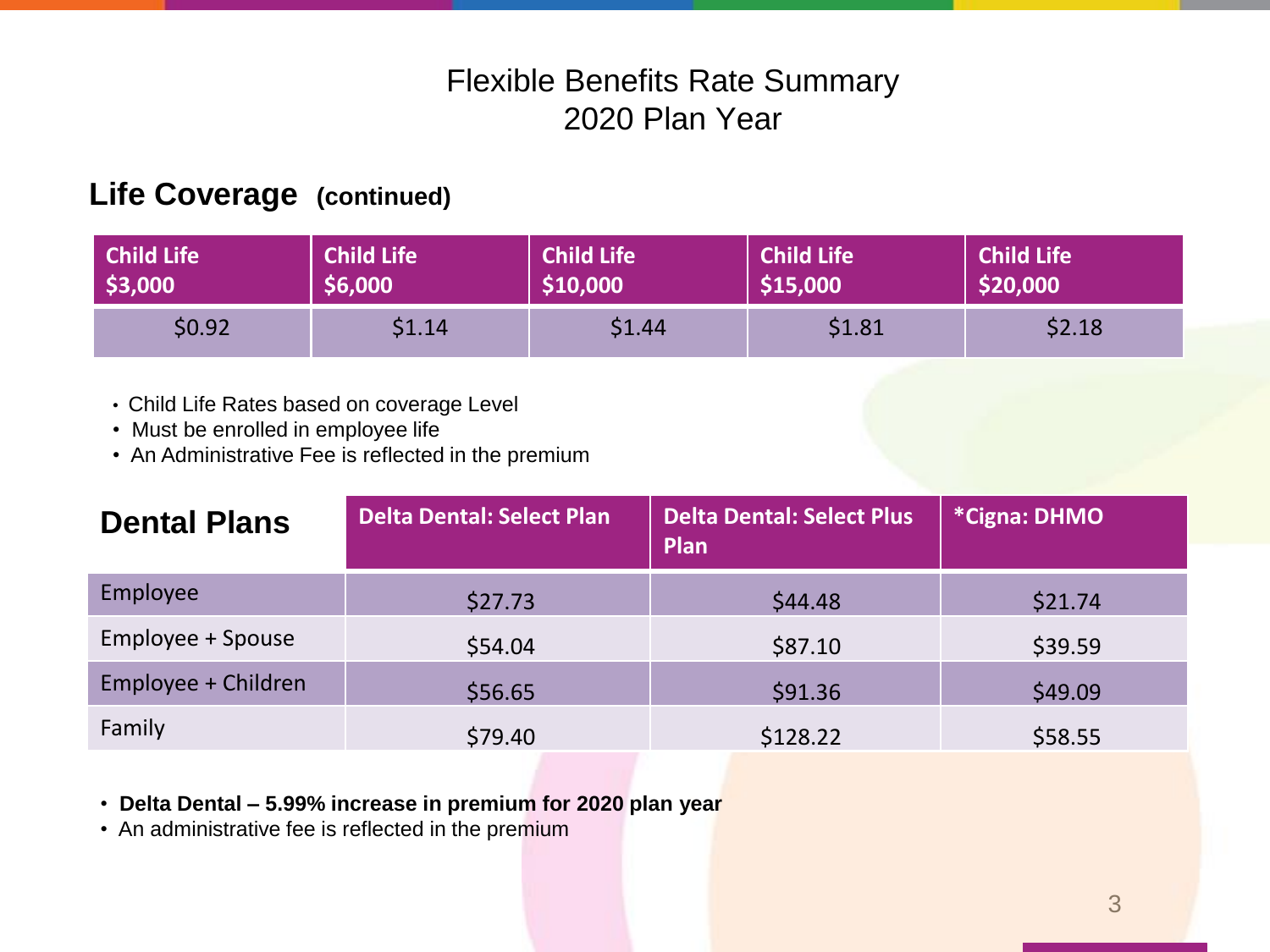# Flexible Benefits Rate Summary
# 2020 Plan Year

## Life Coverage (continued)

| Child Life $3,000 | Child Life $6,000 | Child Life $10,000 | Child Life $15,000 | Child Life $20,000 |
|---|---|---|---|---|
| $0.92 | $1.14 | $1.44 | $1.81 | $2.18 |

- Child Life Rates based on coverage Level
- Must be enrolled in employee life
- An Administrative Fee is reflected in the premium

| Dental Plans | Delta Dental: Select Plan | Delta Dental: Select Plus Plan | *Cigna: DHMO |
|---|---|---|---|
| Employee | $27.73 | $44.48 | $21.74 |
| Employee + Spouse | $54.04 | $87.10 | $39.59 |
| Employee + Children | $56.65 | $91.36 | $49.09 |
| Family | $79.40 | $128.22 | $58.55 |

- **Delta Dental – 5.99% increase in premium for 2020 plan year**
- An administrative fee is reflected in the premium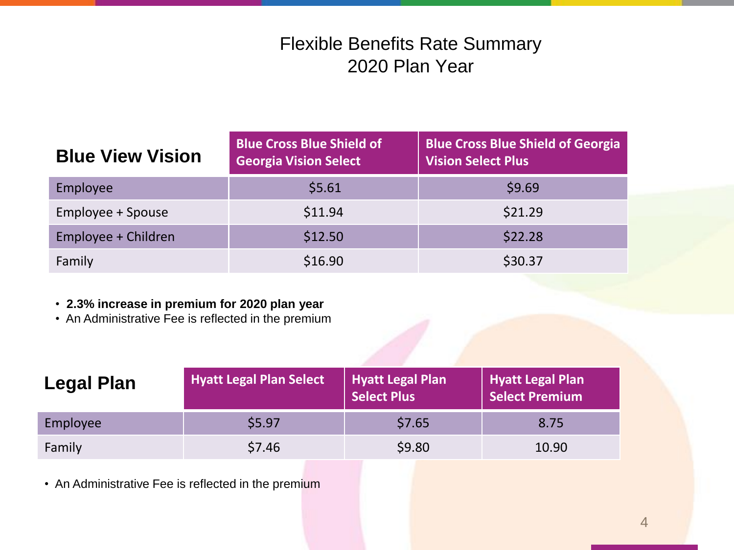# Flexible Benefits Rate Summary
# 2020 Plan Year

| Blue View Vision | Blue Cross Blue Shield of Georgia Vision Select | Blue Cross Blue Shield of Georgia Vision Select Plus |
|---|---|---|
| Employee | $5.61 | $9.69 |
| Employee + Spouse | $11.94 | $21.29 |
| Employee + Children | $12.50 | $22.28 |
| Family | $16.90 | $30.37 |

- **2.3% increase in premium for 2020 plan year**
- An Administrative Fee is reflected in the premium

| Legal Plan | Hyatt Legal Plan Select | Hyatt Legal Plan Select Plus | Hyatt Legal Plan Select Premium |
|---|---|---|---|
| Employee | $5.97 | $7.65 | 8.75 |
| Family | $7.46 | $9.80 | 10.90 |

- An Administrative Fee is reflected in the premium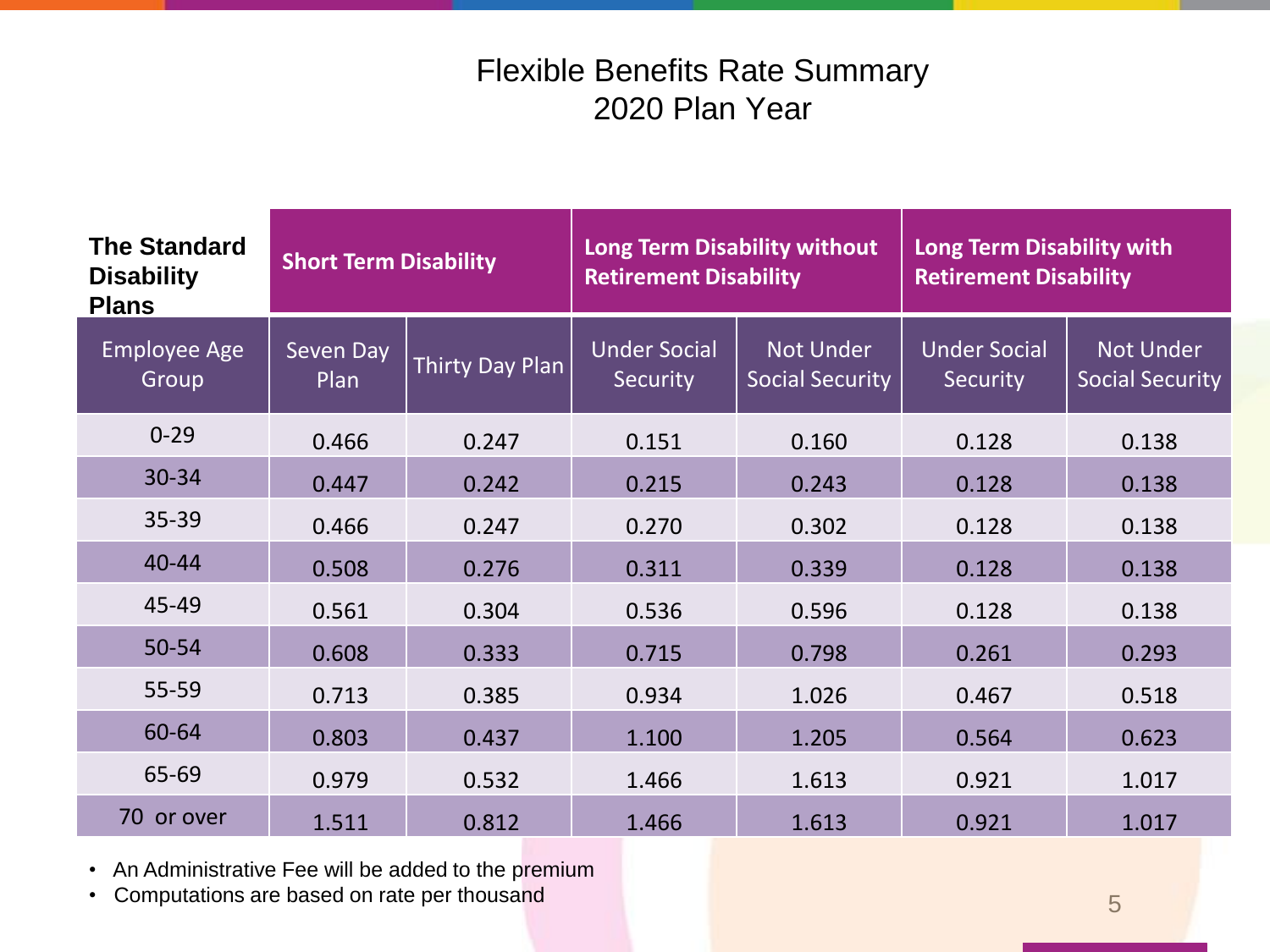# Flexible Benefits Rate Summary
## 2020 Plan Year

| The Standard Disability Plans | Short Term Disability | | Long Term Disability without Retirement Disability | | Long Term Disability with Retirement Disability | |
|---|---|---|---|---|---|---|
| Employee Age Group | Seven Day Plan | Thirty Day Plan | Under Social Security | Not Under Social Security | Under Social Security | Not Under Social Security |
| 0-29 | 0.466 | 0.247 | 0.151 | 0.160 | 0.128 | 0.138 |
| 30-34 | 0.447 | 0.242 | 0.215 | 0.243 | 0.128 | 0.138 |
| 35-39 | 0.466 | 0.247 | 0.270 | 0.302 | 0.128 | 0.138 |
| 40-44 | 0.508 | 0.276 | 0.311 | 0.339 | 0.128 | 0.138 |
| 45-49 | 0.561 | 0.304 | 0.536 | 0.596 | 0.128 | 0.138 |
| 50-54 | 0.608 | 0.333 | 0.715 | 0.798 | 0.261 | 0.293 |
| 55-59 | 0.713 | 0.385 | 0.934 | 1.026 | 0.467 | 0.518 |
| 60-64 | 0.803 | 0.437 | 1.100 | 1.205 | 0.564 | 0.623 |
| 65-69 | 0.979 | 0.532 | 1.466 | 1.613 | 0.921 | 1.017 |
| 70 or over | 1.511 | 0.812 | 1.466 | 1.613 | 0.921 | 1.017 |

- An Administrative Fee will be added to the premium
- Computations are based on rate per thousand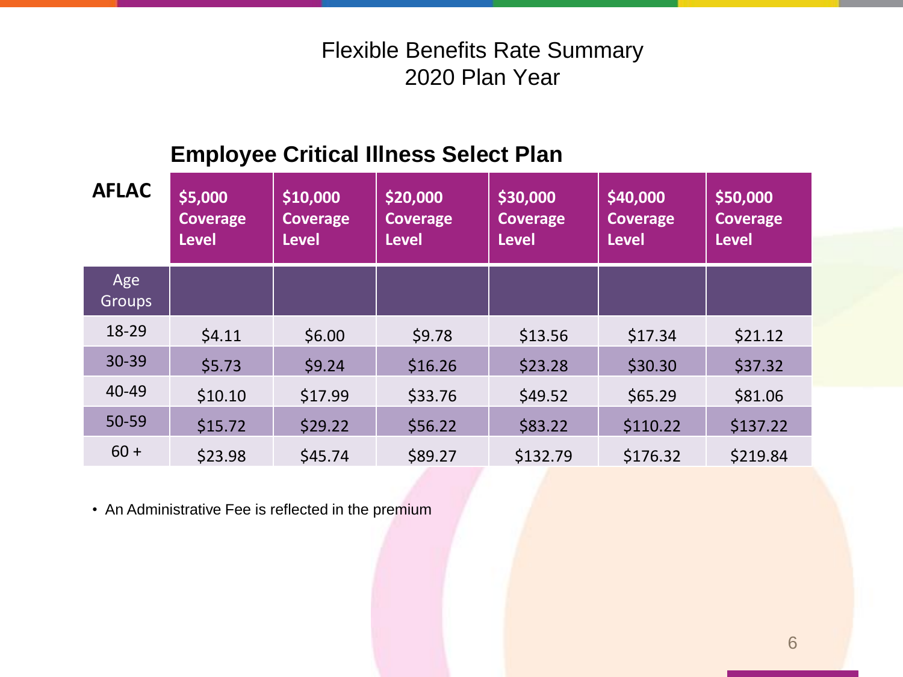# Flexible Benefits Rate Summary
# 2020 Plan Year

## Employee Critical Illness Select Plan

| AFLAC | $5,000 Coverage Level | $10,000 Coverage Level | $20,000 Coverage Level | $30,000 Coverage Level | $40,000 Coverage Level | $50,000 Coverage Level |
|---|---|---|---|---|---|---|
| Age Groups | | | | | | |
| 18-29 | $4.11 | $6.00 | $9.78 | $13.56 | $17.34 | $21.12 |
| 30-39 | $5.73 | $9.24 | $16.26 | $23.28 | $30.30 | $37.32 |
| 40-49 | $10.10 | $17.99 | $33.76 | $49.52 | $65.29 | $81.06 |
| 50-59 | $15.72 | $29.22 | $56.22 | $83.22 | $110.22 | $137.22 |
| 60 + | $23.98 | $45.74 | $89.27 | $132.79 | $176.32 | $219.84 |

- An Administrative Fee is reflected in the premium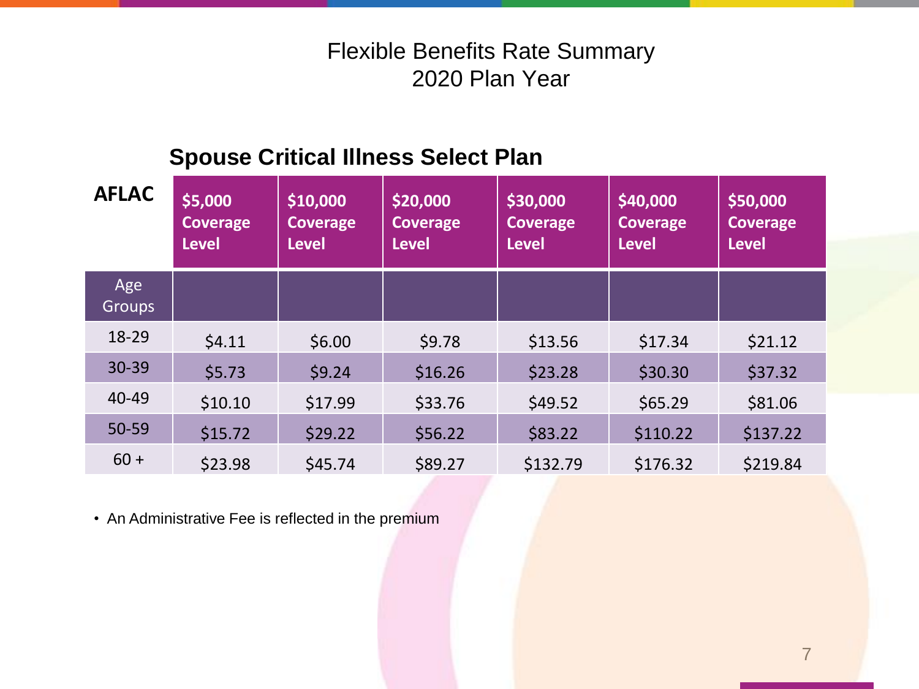# Flexible Benefits Rate Summary
# 2020 Plan Year

## Spouse Critical Illness Select Plan

| AFLAC | $5,000 Coverage Level | $10,000 Coverage Level | $20,000 Coverage Level | $30,000 Coverage Level | $40,000 Coverage Level | $50,000 Coverage Level |
|---|---|---|---|---|---|---|
| Age Groups | | | | | | |
| 18-29 | $4.11 | $6.00 | $9.78 | $13.56 | $17.34 | $21.12 |
| 30-39 | $5.73 | $9.24 | $16.26 | $23.28 | $30.30 | $37.32 |
| 40-49 | $10.10 | $17.99 | $33.76 | $49.52 | $65.29 | $81.06 |
| 50-59 | $15.72 | $29.22 | $56.22 | $83.22 | $110.22 | $137.22 |
| 60 + | $23.98 | $45.74 | $89.27 | $132.79 | $176.32 | $219.84 |

- An Administrative Fee is reflected in the premium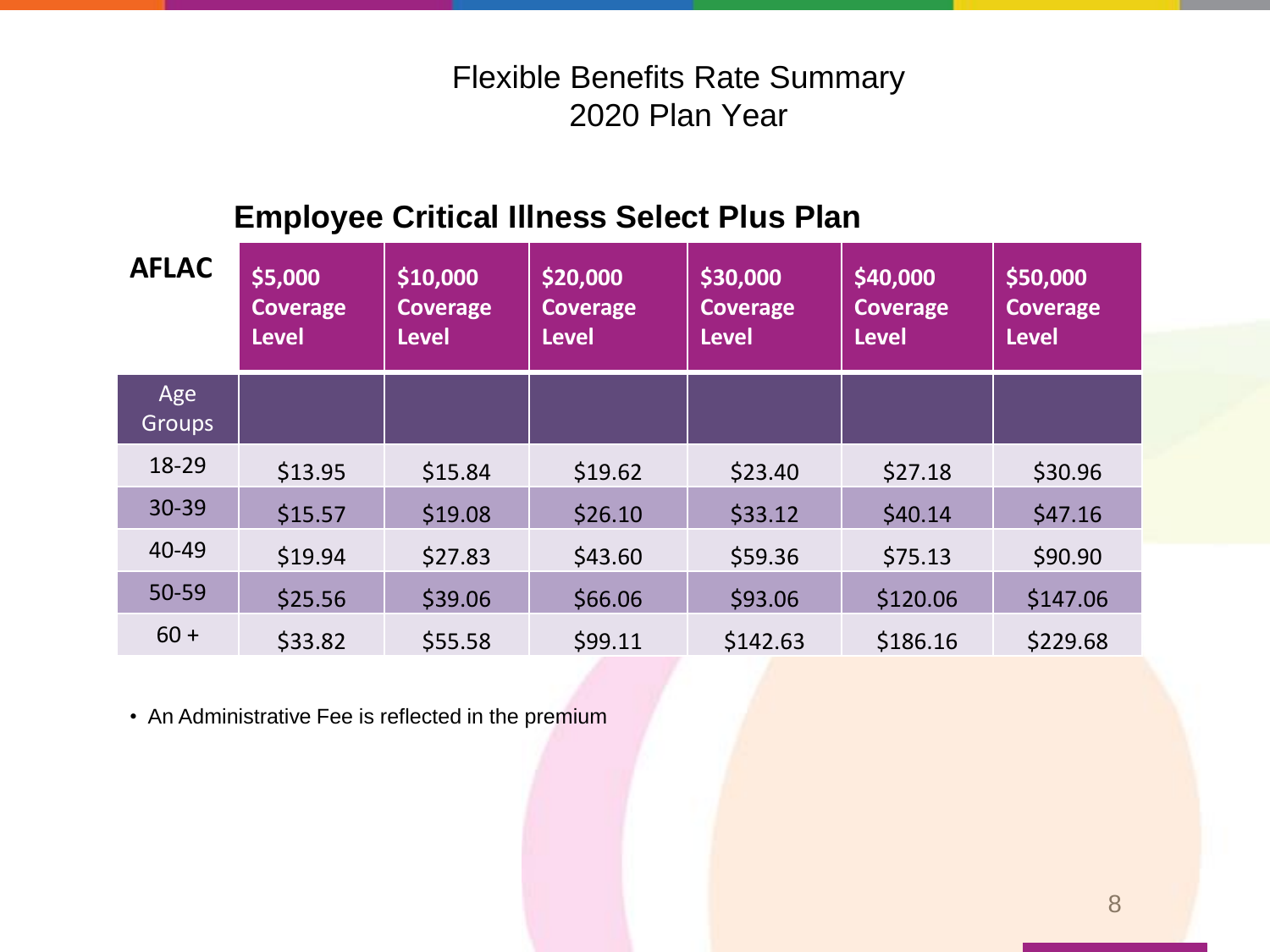# Flexible Benefits Rate Summary
# 2020 Plan Year

## Employee Critical Illness Select Plus Plan

| AFLAC | $5,000 Coverage Level | $10,000 Coverage Level | $20,000 Coverage Level | $30,000 Coverage Level | $40,000 Coverage Level | $50,000 Coverage Level |
|---|---|---|---|---|---|---|
| Age Groups | | | | | | |
| 18-29 | $13.95 | $15.84 | $19.62 | $23.40 | $27.18 | $30.96 |
| 30-39 | $15.57 | $19.08 | $26.10 | $33.12 | $40.14 | $47.16 |
| 40-49 | $19.94 | $27.83 | $43.60 | $59.36 | $75.13 | $90.90 |
| 50-59 | $25.56 | $39.06 | $66.06 | $93.06 | $120.06 | $147.06 |
| 60 + | $33.82 | $55.58 | $99.11 | $142.63 | $186.16 | $229.68 |

- An Administrative Fee is reflected in the premium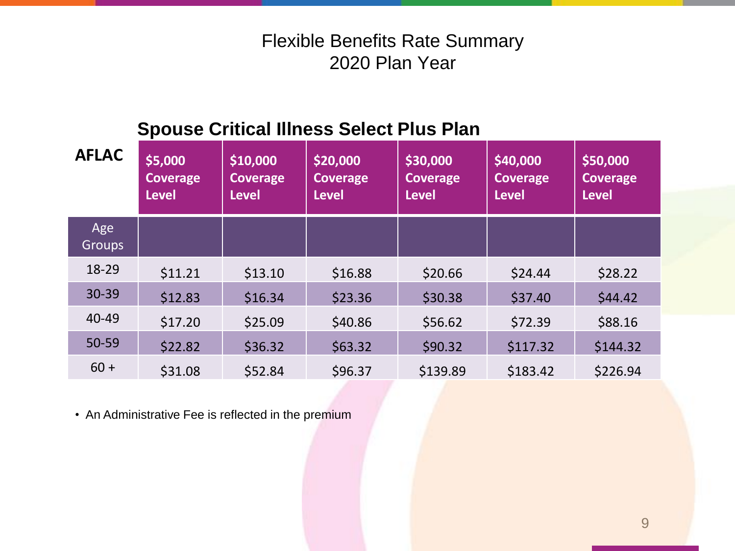# Flexible Benefits Rate Summary
# 2020 Plan Year

## Spouse Critical Illness Select Plus Plan

| AFLAC | $5,000 Coverage Level | $10,000 Coverage Level | $20,000 Coverage Level | $30,000 Coverage Level | $40,000 Coverage Level | $50,000 Coverage Level |
|---|---|---|---|---|---|---|
| Age Groups | | | | | | |
| 18-29 | $11.21 | $13.10 | $16.88 | $20.66 | $24.44 | $28.22 |
| 30-39 | $12.83 | $16.34 | $23.36 | $30.38 | $37.40 | $44.42 |
| 40-49 | $17.20 | $25.09 | $40.86 | $56.62 | $72.39 | $88.16 |
| 50-59 | $22.82 | $36.32 | $63.32 | $90.32 | $117.32 | $144.32 |
| 60 + | $31.08 | $52.84 | $96.37 | $139.89 | $183.42 | $226.94 |

- An Administrative Fee is reflected in the premium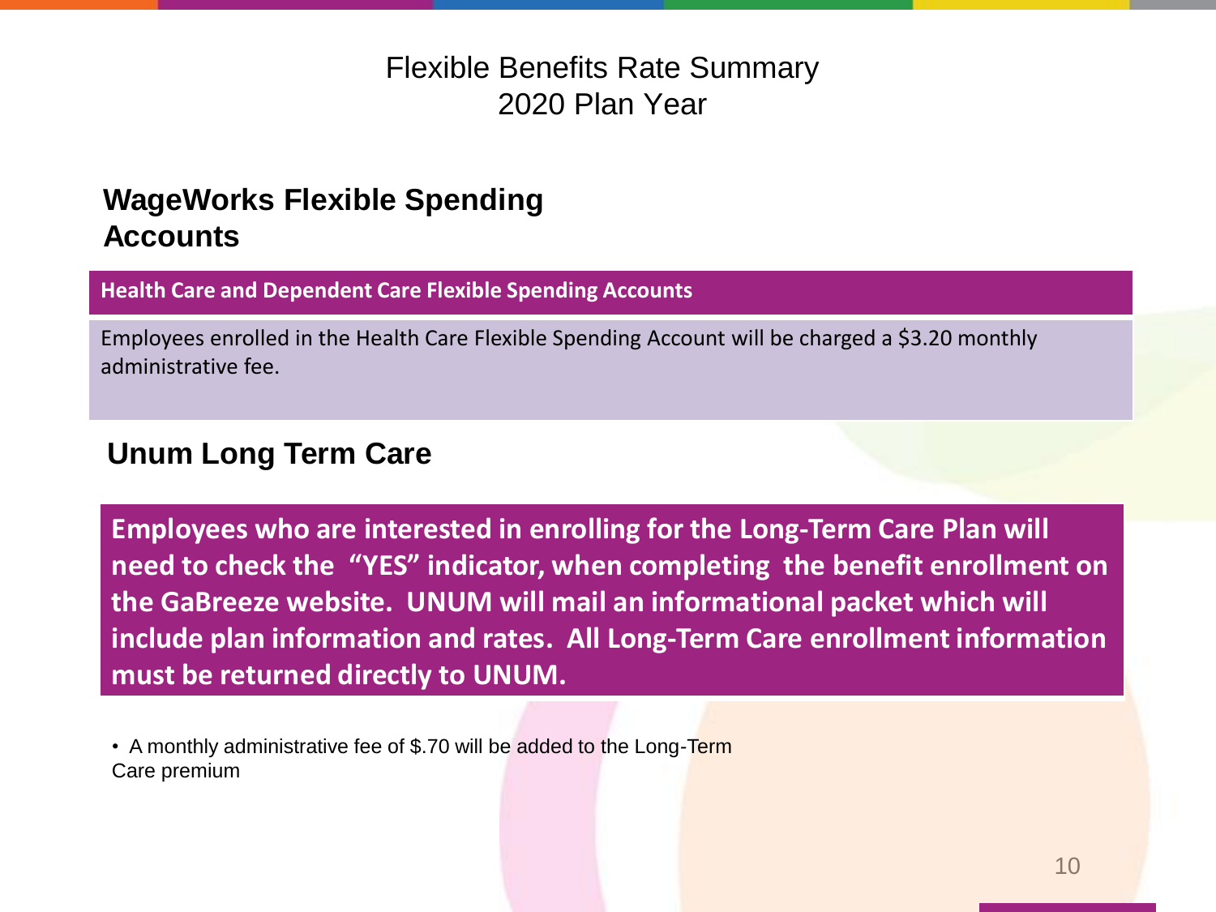# Flexible Benefits Rate Summary
# 2020 Plan Year

## WageWorks Flexible Spending Accounts

**Health Care and Dependent Care Flexible Spending Accounts**

Employees enrolled in the Health Care Flexible Spending Account will be charged a $3.20 monthly administrative fee.

## Unum Long Term Care

**Employees who are interested in enrolling for the Long-Term Care Plan will need to check the "YES" indicator, when completing the benefit enrollment on the GaBreeze website. UNUM will mail an informational packet which will include plan information and rates. All Long-Term Care enrollment information must be returned directly to UNUM.**

- A monthly administrative fee of $.70 will be added to the Long-Term Care premium